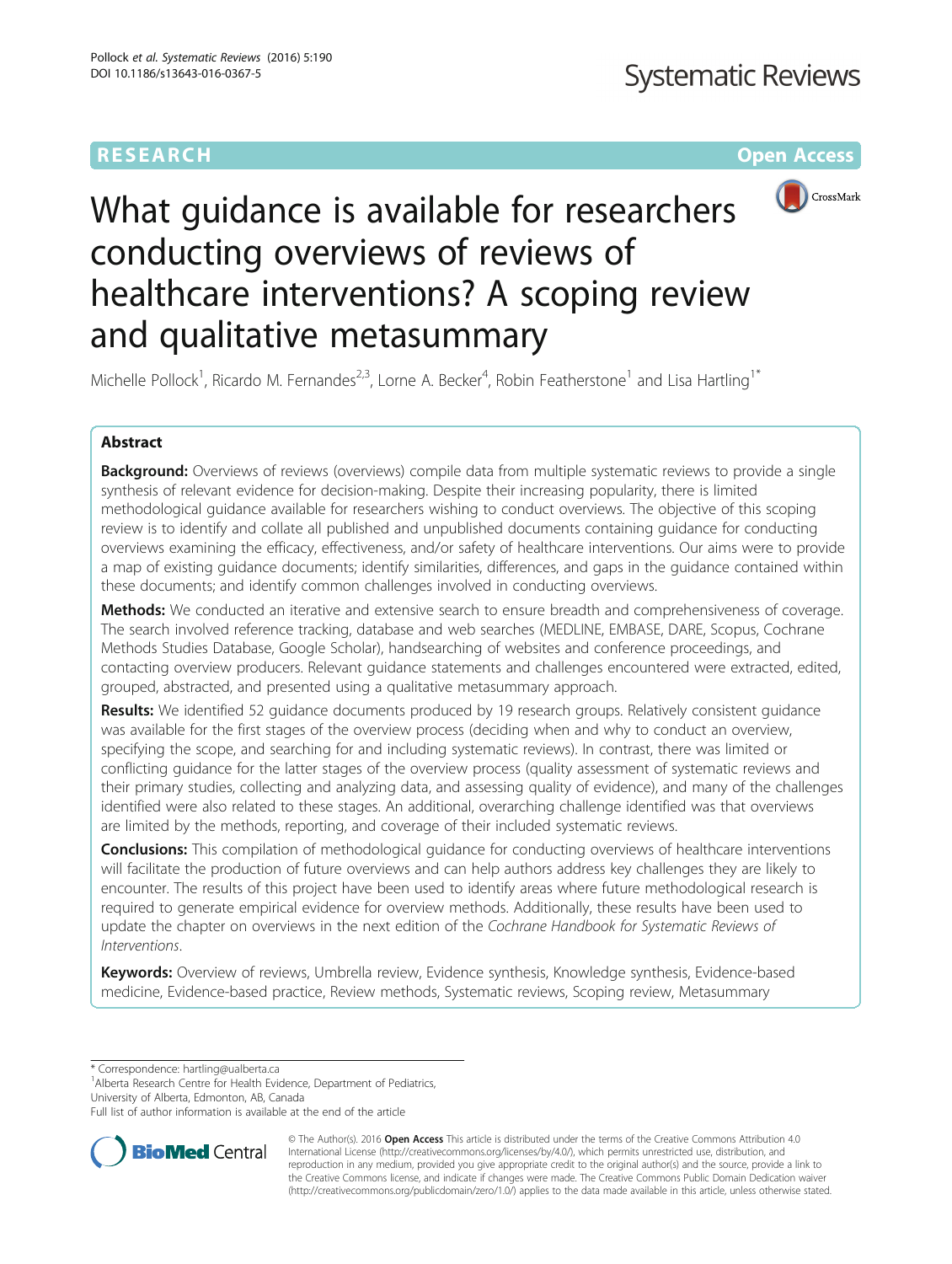RESEARCH

Open Access

# What guidance is available for researchers conducting overviews of reviews of healthcare interventions? A scoping review and qualitative metasummary

Michelle Pollock[1], Ricardo M. Fernandes[2,3], Lorne A. Becker[4], Robin Featherstone[1] and Lisa Hartling[1*]

## Abstract

**Background:** Overviews of reviews (overviews) compile data from multiple systematic reviews to provide a single synthesis of relevant evidence for decision-making. Despite their increasing popularity, there is limited methodological guidance available for researchers wishing to conduct overviews. The objective of this scoping review is to identify and collate all published and unpublished documents containing guidance for conducting overviews examining the efficacy, effectiveness, and/or safety of healthcare interventions. Our aims were to provide a map of existing guidance documents; identify similarities, differences, and gaps in the guidance contained within these documents; and identify common challenges involved in conducting overviews.

**Methods:** We conducted an iterative and extensive search to ensure breadth and comprehensiveness of coverage. The search involved reference tracking, database and web searches (MEDLINE, EMBASE, DARE, Scopus, Cochrane Methods Studies Database, Google Scholar), handsearching of websites and conference proceedings, and contacting overview producers. Relevant guidance statements and challenges encountered were extracted, edited, grouped, abstracted, and presented using a qualitative metasummary approach.

**Results:** We identified 52 guidance documents produced by 19 research groups. Relatively consistent guidance was available for the first stages of the overview process (deciding when and why to conduct an overview, specifying the scope, and searching for and including systematic reviews). In contrast, there was limited or conflicting guidance for the latter stages of the overview process (quality assessment of systematic reviews and their primary studies, collecting and analyzing data, and assessing quality of evidence), and many of the challenges identified were also related to these stages. An additional, overarching challenge identified was that overviews are limited by the methods, reporting, and coverage of their included systematic reviews.

**Conclusions:** This compilation of methodological guidance for conducting overviews of healthcare interventions will facilitate the production of future overviews and can help authors address key challenges they are likely to encounter. The results of this project have been used to identify areas where future methodological research is required to generate empirical evidence for overview methods. Additionally, these results have been used to update the chapter on overviews in the next edition of the *Cochrane Handbook for Systematic Reviews of Interventions*.

**Keywords:** Overview of reviews, Umbrella review, Evidence synthesis, Knowledge synthesis, Evidence-based medicine, Evidence-based practice, Review methods, Systematic reviews, Scoping review, Metasummary

\* Correspondence: hartling@ualberta.ca
[1]Alberta Research Centre for Health Evidence, Department of Pediatrics, University of Alberta, Edmonton, AB, Canada
Full list of author information is available at the end of the article

© The Author(s). 2016 **Open Access** This article is distributed under the terms of the Creative Commons Attribution 4.0 International License (http://creativecommons.org/licenses/by/4.0/), which permits unrestricted use, distribution, and reproduction in any medium, provided you give appropriate credit to the original author(s) and the source, provide a link to the Creative Commons license, and indicate if changes were made. The Creative Commons Public Domain Dedication waiver (http://creativecommons.org/publicdomain/zero/1.0/) applies to the data made available in this article, unless otherwise stated.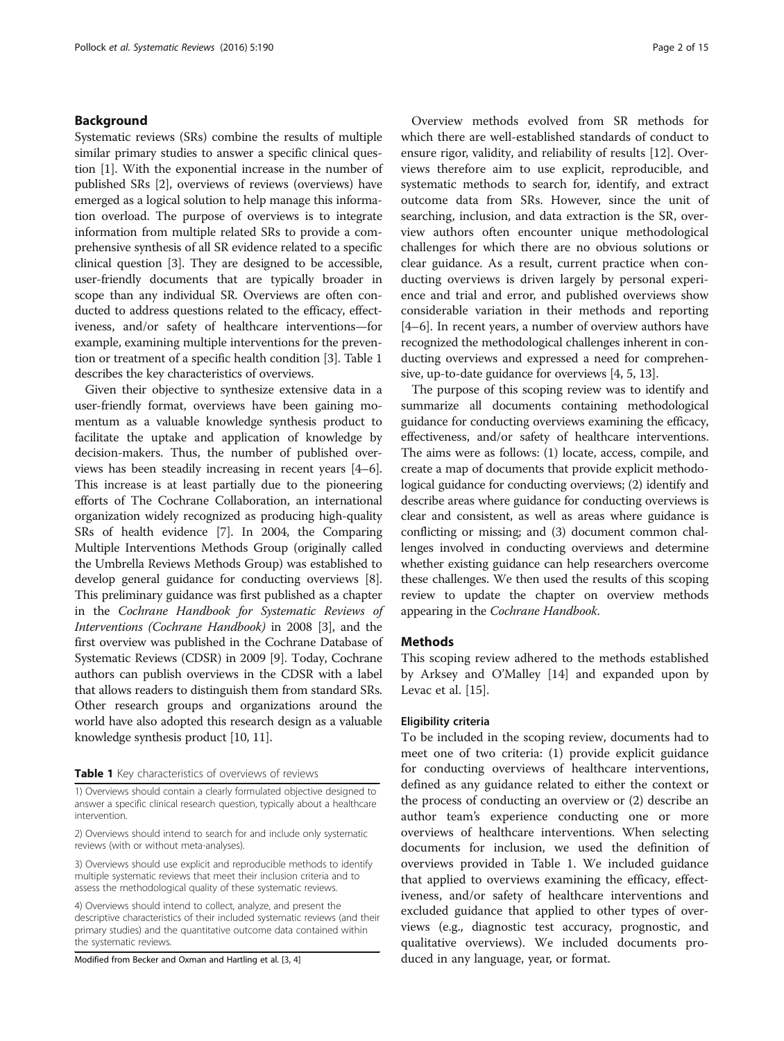## Background

Systematic reviews (SRs) combine the results of multiple similar primary studies to answer a specific clinical question [1]. With the exponential increase in the number of published SRs [2], overviews of reviews (overviews) have emerged as a logical solution to help manage this information overload. The purpose of overviews is to integrate information from multiple related SRs to provide a comprehensive synthesis of all SR evidence related to a specific clinical question [3]. They are designed to be accessible, user-friendly documents that are typically broader in scope than any individual SR. Overviews are often conducted to address questions related to the efficacy, effectiveness, and/or safety of healthcare interventions—for example, examining multiple interventions for the prevention or treatment of a specific health condition [3]. Table 1 describes the key characteristics of overviews.

Given their objective to synthesize extensive data in a user-friendly format, overviews have been gaining momentum as a valuable knowledge synthesis product to facilitate the uptake and application of knowledge by decision-makers. Thus, the number of published overviews has been steadily increasing in recent years [4–6]. This increase is at least partially due to the pioneering efforts of The Cochrane Collaboration, an international organization widely recognized as producing high-quality SRs of health evidence [7]. In 2004, the Comparing Multiple Interventions Methods Group (originally called the Umbrella Reviews Methods Group) was established to develop general guidance for conducting overviews [8]. This preliminary guidance was first published as a chapter in the *Cochrane Handbook for Systematic Reviews of Interventions (Cochrane Handbook)* in 2008 [3], and the first overview was published in the Cochrane Database of Systematic Reviews (CDSR) in 2009 [9]. Today, Cochrane authors can publish overviews in the CDSR with a label that allows readers to distinguish them from standard SRs. Other research groups and organizations around the world have also adopted this research design as a valuable knowledge synthesis product [10, 11].

**Table 1** Key characteristics of overviews of reviews

| |
|---|
| 1) Overviews should contain a clearly formulated objective designed to answer a specific clinical research question, typically about a healthcare intervention. |
| 2) Overviews should intend to search for and include only systematic reviews (with or without meta-analyses). |
| 3) Overviews should use explicit and reproducible methods to identify multiple systematic reviews that meet their inclusion criteria and to assess the methodological quality of these systematic reviews. |
| 4) Overviews should intend to collect, analyze, and present the descriptive characteristics of their included systematic reviews (and their primary studies) and the quantitative outcome data contained within the systematic reviews. |

Modified from Becker and Oxman and Hartling et al. [3, 4]

Overview methods evolved from SR methods for which there are well-established standards of conduct to ensure rigor, validity, and reliability of results [12]. Overviews therefore aim to use explicit, reproducible, and systematic methods to search for, identify, and extract outcome data from SRs. However, since the unit of searching, inclusion, and data extraction is the SR, overview authors often encounter unique methodological challenges for which there are no obvious solutions or clear guidance. As a result, current practice when conducting overviews is driven largely by personal experience and trial and error, and published overviews show considerable variation in their methods and reporting [4–6]. In recent years, a number of overview authors have recognized the methodological challenges inherent in conducting overviews and expressed a need for comprehensive, up-to-date guidance for overviews [4, 5, 13].

The purpose of this scoping review was to identify and summarize all documents containing methodological guidance for conducting overviews examining the efficacy, effectiveness, and/or safety of healthcare interventions. The aims were as follows: (1) locate, access, compile, and create a map of documents that provide explicit methodological guidance for conducting overviews; (2) identify and describe areas where guidance for conducting overviews is clear and consistent, as well as areas where guidance is conflicting or missing; and (3) document common challenges involved in conducting overviews and determine whether existing guidance can help researchers overcome these challenges. We then used the results of this scoping review to update the chapter on overview methods appearing in the *Cochrane Handbook*.

## Methods

This scoping review adhered to the methods established by Arksey and O'Malley [14] and expanded upon by Levac et al. [15].

### Eligibility criteria

To be included in the scoping review, documents had to meet one of two criteria: (1) provide explicit guidance for conducting overviews of healthcare interventions, defined as any guidance related to either the context or the process of conducting an overview or (2) describe an author team's experience conducting one or more overviews of healthcare interventions. When selecting documents for inclusion, we used the definition of overviews provided in Table 1. We included guidance that applied to overviews examining the efficacy, effectiveness, and/or safety of healthcare interventions and excluded guidance that applied to other types of overviews (e.g., diagnostic test accuracy, prognostic, and qualitative overviews). We included documents produced in any language, year, or format.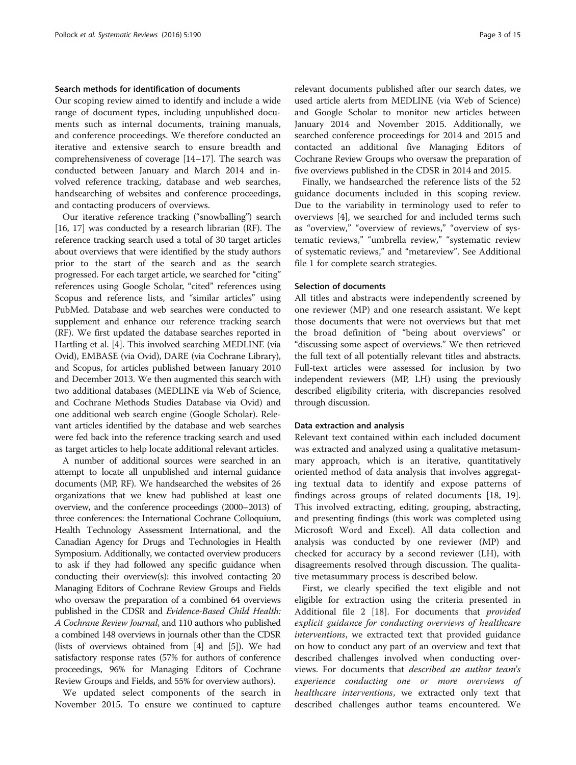### Search methods for identification of documents

Our scoping review aimed to identify and include a wide range of document types, including unpublished documents such as internal documents, training manuals, and conference proceedings. We therefore conducted an iterative and extensive search to ensure breadth and comprehensiveness of coverage [14–17]. The search was conducted between January and March 2014 and involved reference tracking, database and web searches, handsearching of websites and conference proceedings, and contacting producers of overviews.

Our iterative reference tracking ("snowballing") search [16, 17] was conducted by a research librarian (RF). The reference tracking search used a total of 30 target articles about overviews that were identified by the study authors prior to the start of the search and as the search progressed. For each target article, we searched for "citing" references using Google Scholar, "cited" references using Scopus and reference lists, and "similar articles" using PubMed. Database and web searches were conducted to supplement and enhance our reference tracking search (RF). We first updated the database searches reported in Hartling et al. [4]. This involved searching MEDLINE (via Ovid), EMBASE (via Ovid), DARE (via Cochrane Library), and Scopus, for articles published between January 2010 and December 2013. We then augmented this search with two additional databases (MEDLINE via Web of Science, and Cochrane Methods Studies Database via Ovid) and one additional web search engine (Google Scholar). Relevant articles identified by the database and web searches were fed back into the reference tracking search and used as target articles to help locate additional relevant articles.

A number of additional sources were searched in an attempt to locate all unpublished and internal guidance documents (MP, RF). We handsearched the websites of 26 organizations that we knew had published at least one overview, and the conference proceedings (2000–2013) of three conferences: the International Cochrane Colloquium, Health Technology Assessment International, and the Canadian Agency for Drugs and Technologies in Health Symposium. Additionally, we contacted overview producers to ask if they had followed any specific guidance when conducting their overview(s): this involved contacting 20 Managing Editors of Cochrane Review Groups and Fields who oversaw the preparation of a combined 64 overviews published in the CDSR and *Evidence-Based Child Health: A Cochrane Review Journal*, and 110 authors who published a combined 148 overviews in journals other than the CDSR (lists of overviews obtained from [4] and [5]). We had satisfactory response rates (57% for authors of conference proceedings, 96% for Managing Editors of Cochrane Review Groups and Fields, and 55% for overview authors).

We updated select components of the search in November 2015. To ensure we continued to capture relevant documents published after our search dates, we used article alerts from MEDLINE (via Web of Science) and Google Scholar to monitor new articles between January 2014 and November 2015. Additionally, we searched conference proceedings for 2014 and 2015 and contacted an additional five Managing Editors of Cochrane Review Groups who oversaw the preparation of five overviews published in the CDSR in 2014 and 2015.

Finally, we handsearched the reference lists of the 52 guidance documents included in this scoping review. Due to the variability in terminology used to refer to overviews [4], we searched for and included terms such as "overview," "overview of reviews," "overview of systematic reviews," "umbrella review," "systematic review of systematic reviews," and "metareview". See Additional file 1 for complete search strategies.

### Selection of documents

All titles and abstracts were independently screened by one reviewer (MP) and one research assistant. We kept those documents that were not overviews but that met the broad definition of "being about overviews" or "discussing some aspect of overviews." We then retrieved the full text of all potentially relevant titles and abstracts. Full-text articles were assessed for inclusion by two independent reviewers (MP, LH) using the previously described eligibility criteria, with discrepancies resolved through discussion.

### Data extraction and analysis

Relevant text contained within each included document was extracted and analyzed using a qualitative metasummary approach, which is an iterative, quantitatively oriented method of data analysis that involves aggregating textual data to identify and expose patterns of findings across groups of related documents [18, 19]. This involved extracting, editing, grouping, abstracting, and presenting findings (this work was completed using Microsoft Word and Excel). All data collection and analysis was conducted by one reviewer (MP) and checked for accuracy by a second reviewer (LH), with disagreements resolved through discussion. The qualitative metasummary process is described below.

First, we clearly specified the text eligible and not eligible for extraction using the criteria presented in Additional file 2 [18]. For documents that *provided explicit guidance for conducting overviews of healthcare interventions*, we extracted text that provided guidance on how to conduct any part of an overview and text that described challenges involved when conducting overviews. For documents that *described an author team's experience conducting one or more overviews of healthcare interventions*, we extracted only text that described challenges author teams encountered. We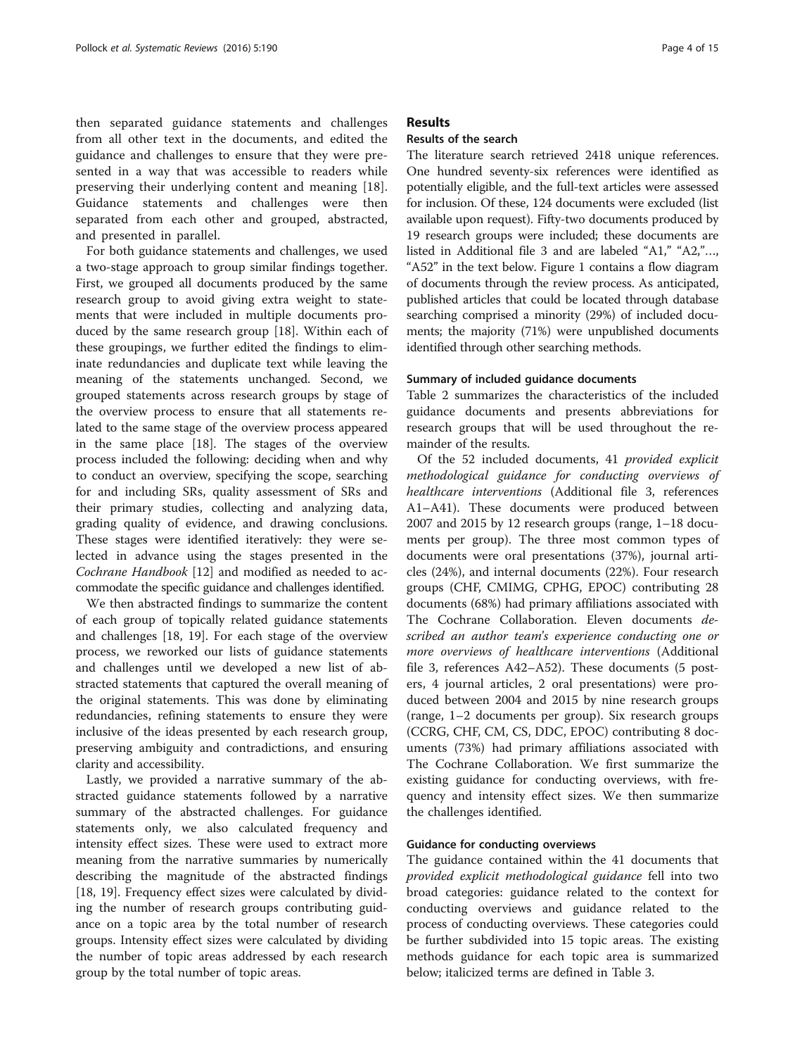then separated guidance statements and challenges from all other text in the documents, and edited the guidance and challenges to ensure that they were presented in a way that was accessible to readers while preserving their underlying content and meaning [18]. Guidance statements and challenges were then separated from each other and grouped, abstracted, and presented in parallel.

For both guidance statements and challenges, we used a two-stage approach to group similar findings together. First, we grouped all documents produced by the same research group to avoid giving extra weight to statements that were included in multiple documents produced by the same research group [18]. Within each of these groupings, we further edited the findings to eliminate redundancies and duplicate text while leaving the meaning of the statements unchanged. Second, we grouped statements across research groups by stage of the overview process to ensure that all statements related to the same stage of the overview process appeared in the same place [18]. The stages of the overview process included the following: deciding when and why to conduct an overview, specifying the scope, searching for and including SRs, quality assessment of SRs and their primary studies, collecting and analyzing data, grading quality of evidence, and drawing conclusions. These stages were identified iteratively: they were selected in advance using the stages presented in the *Cochrane Handbook* [12] and modified as needed to accommodate the specific guidance and challenges identified.

We then abstracted findings to summarize the content of each group of topically related guidance statements and challenges [18, 19]. For each stage of the overview process, we reworked our lists of guidance statements and challenges until we developed a new list of abstracted statements that captured the overall meaning of the original statements. This was done by eliminating redundancies, refining statements to ensure they were inclusive of the ideas presented by each research group, preserving ambiguity and contradictions, and ensuring clarity and accessibility.

Lastly, we provided a narrative summary of the abstracted guidance statements followed by a narrative summary of the abstracted challenges. For guidance statements only, we also calculated frequency and intensity effect sizes. These were used to extract more meaning from the narrative summaries by numerically describing the magnitude of the abstracted findings [18, 19]. Frequency effect sizes were calculated by dividing the number of research groups contributing guidance on a topic area by the total number of research groups. Intensity effect sizes were calculated by dividing the number of topic areas addressed by each research group by the total number of topic areas.

## Results

### Results of the search

The literature search retrieved 2418 unique references. One hundred seventy-six references were identified as potentially eligible, and the full-text articles were assessed for inclusion. Of these, 124 documents were excluded (list available upon request). Fifty-two documents produced by 19 research groups were included; these documents are listed in Additional file 3 and are labeled "A1," "A2,"…, "A52" in the text below. Figure 1 contains a flow diagram of documents through the review process. As anticipated, published articles that could be located through database searching comprised a minority (29%) of included documents; the majority (71%) were unpublished documents identified through other searching methods.

### Summary of included guidance documents

Table 2 summarizes the characteristics of the included guidance documents and presents abbreviations for research groups that will be used throughout the remainder of the results.

Of the 52 included documents, 41 *provided explicit methodological guidance for conducting overviews of healthcare interventions* (Additional file 3, references A1–A41). These documents were produced between 2007 and 2015 by 12 research groups (range, 1–18 documents per group). The three most common types of documents were oral presentations (37%), journal articles (24%), and internal documents (22%). Four research groups (CHF, CMIMG, CPHG, EPOC) contributing 28 documents (68%) had primary affiliations associated with The Cochrane Collaboration. Eleven documents *described an author team's experience conducting one or more overviews of healthcare interventions* (Additional file 3, references A42–A52). These documents (5 posters, 4 journal articles, 2 oral presentations) were produced between 2004 and 2015 by nine research groups (range, 1–2 documents per group). Six research groups (CCRG, CHF, CM, CS, DDC, EPOC) contributing 8 documents (73%) had primary affiliations associated with The Cochrane Collaboration. We first summarize the existing guidance for conducting overviews, with frequency and intensity effect sizes. We then summarize the challenges identified.

### Guidance for conducting overviews

The guidance contained within the 41 documents that *provided explicit methodological guidance* fell into two broad categories: guidance related to the context for conducting overviews and guidance related to the process of conducting overviews. These categories could be further subdivided into 15 topic areas. The existing methods guidance for each topic area is summarized below; italicized terms are defined in Table 3.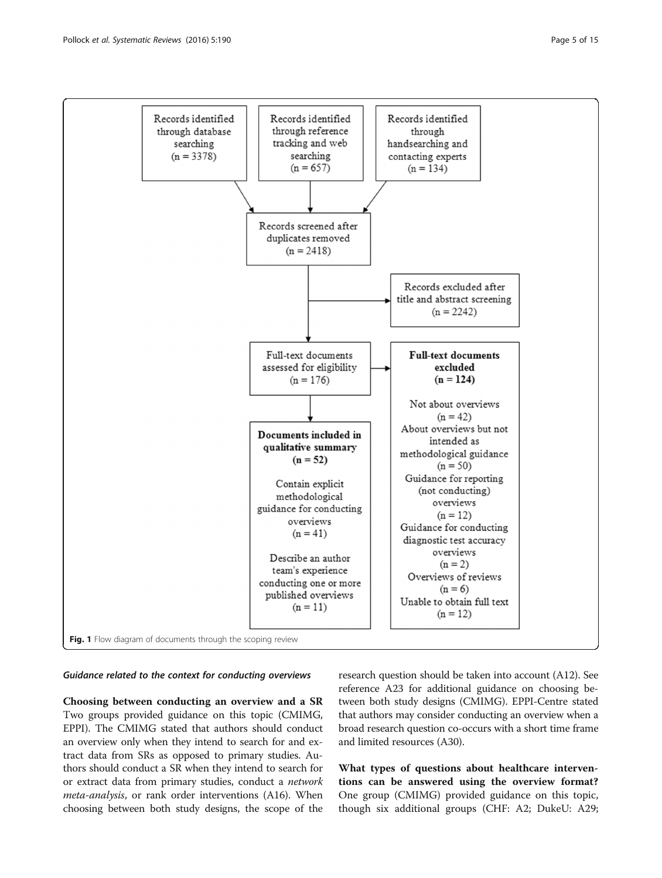Records identified through database searching (n = 3378)

Records identified through reference tracking and web searching (n = 657)

Records identified through handsearching and contacting experts (n = 134)

Records screened after duplicates removed (n = 2418)

Records excluded after title and abstract screening (n = 2242)

Full-text documents assessed for eligibility (n = 176)

**Full-text documents excluded (n = 124)**

Not about overviews (n = 42)
About overviews but not intended as methodological guidance (n = 50)
Guidance for reporting (not conducting) overviews (n = 12)
Guidance for conducting diagnostic test accuracy overviews (n = 2)
Overviews of reviews (n = 6)
Unable to obtain full text (n = 12)

**Documents included in qualitative summary (n = 52)**

Contain explicit methodological guidance for conducting overviews (n = 41)

Describe an author team's experience conducting one or more published overviews (n = 11)

**Fig. 1** Flow diagram of documents through the scoping review

### *Guidance related to the context for conducting overviews*

**Choosing between conducting an overview and a SR** Two groups provided guidance on this topic (CMIMG, EPPI). The CMIMG stated that authors should conduct an overview only when they intend to search for and extract data from SRs as opposed to primary studies. Authors should conduct a SR when they intend to search for or extract data from primary studies, conduct a *network meta-analysis*, or rank order interventions (A16). When choosing between both study designs, the scope of the research question should be taken into account (A12). See reference A23 for additional guidance on choosing between both study designs (CMIMG). EPPI-Centre stated that authors may consider conducting an overview when a broad research question co-occurs with a short time frame and limited resources (A30).

**What types of questions about healthcare interventions can be answered using the overview format?** One group (CMIMG) provided guidance on this topic, though six additional groups (CHF: A2; DukeU: A29;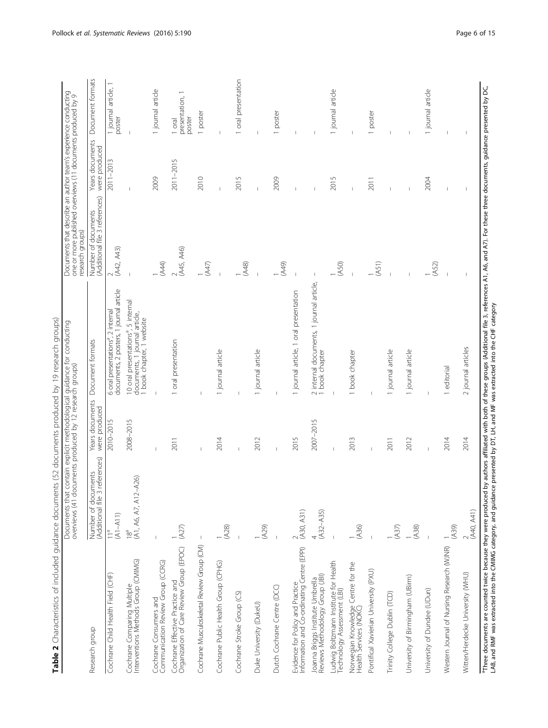**Table 2** Characteristics of included guidance documents (52 documents produced by 19 research groups)

| Research group | Documents that contain explicit methodological guidance for conducting overviews (41 documents produced by 12 research groups) | | | Documents that describe an author team's experience conducting one or more published overviews (11 documents produced by 9 research groups) | | |
|---|---|---|---|---|---|---|
| | Number of documents (Additional file 3 references) | Years documents were produced | Document formats | Number of documents (Additional file 3 references) | Years documents were produced | Document formats |
| Cochrane Child Health Field (CHF) | 11[a] (A1–A11) | 2010–2015 | 6 oral presentations[a], 2 internal documents, 2 posters, 1 journal article | 2 (A42, A43) | 2011–2013 | 1 journal article, 1 poster |
| Cochrane Comparing Multiple Interventions Methods Group (CMIMG) | 18[a] (A1, A6, A7, A12–A26) | 2008–2015 | 10 oral presentations[a], 5 internal documents, 1 journal article, 1 book chapter, 1 website | – | – | – |
| Cochrane Consumers and Communication Review Group (CCRG) | – | – | – | 1 (A44) | 2009 | 1 journal article |
| Cochrane Effective Practice and Organization of Care Review Group (EPOC) | 1 (A27) | 2011 | 1 oral presentation | 2 (A45, A46) | 2011–2015 | 1 oral presentation, 1 poster |
| Cochrane Musculoskeletal Review Group (CM) | – | – | – | 1 (A47) | 2010 | 1 poster |
| Cochrane Public Health Group (CPHG) | 1 (A28) | 2014 | 1 journal article | – | – | – |
| Cochrane Stroke Group (CS) | – | – | – | 1 (A48) | 2015 | 1 oral presentation |
| Duke University (DukeU) | 1 (A29) | 2012 | 1 journal article | – | – | – |
| Dutch Cochrane Centre (DCC) | – | – | – | 1 (A49) | 2009 | 1 poster |
| Evidence for Policy and Practice Information and Co-ordinating Centre (EPPI) | 2 (A30, A31) | 2015 | 1 journal article, 1 oral presentation | – | – | – |
| Joanna Briggs Institute Umbrella Reviews Methodology Group (JBI) | 4 (A32–A35) | 2007–2015 | 2 internal documents, 1 journal article, 1 book chapter | – | – | – |
| Ludwig Boltzmann Institute for Health Technology Assessment (LBI) | – | – | – | 1 (A50) | 2015 | 1 journal article |
| Norwegian Knowledge Centre for the Health Services (NOKC) | 1 (A36) | 2013 | 1 book chapter | – | – | – |
| Pontifical Xavierian University (PXU) | – | – | – | 1 (A51) | 2011 | 1 poster |
| Trinity College Dublin (TCD) | 1 (A37) | 2011 | 1 journal article | – | – | – |
| University of Birmingham (UBirm) | 1 (A38) | 2012 | 1 journal article | – | – | – |
| University of Dundee (UDun) | – | – | – | 1 (A52) | 2004 | 1 journal article |
| Western Journal of Nursing Research (WJNR) | 1 (A39) | 2014 | 1 editorial | – | – | – |
| Witten/Herdecke University (WHU) | 2 (A40, A41) | 2014 | 2 journal articles | – | – | – |

[a]Three documents are counted twice because they were produced by authors affiliated with both of these groups (Additional file 3, references A1, A6, and A7). For these three documents, guidance presented by DC, LAB, and RMF was extracted into the CMIMG category, and guidance presented by DT, LH, and MF was extracted into the CHF category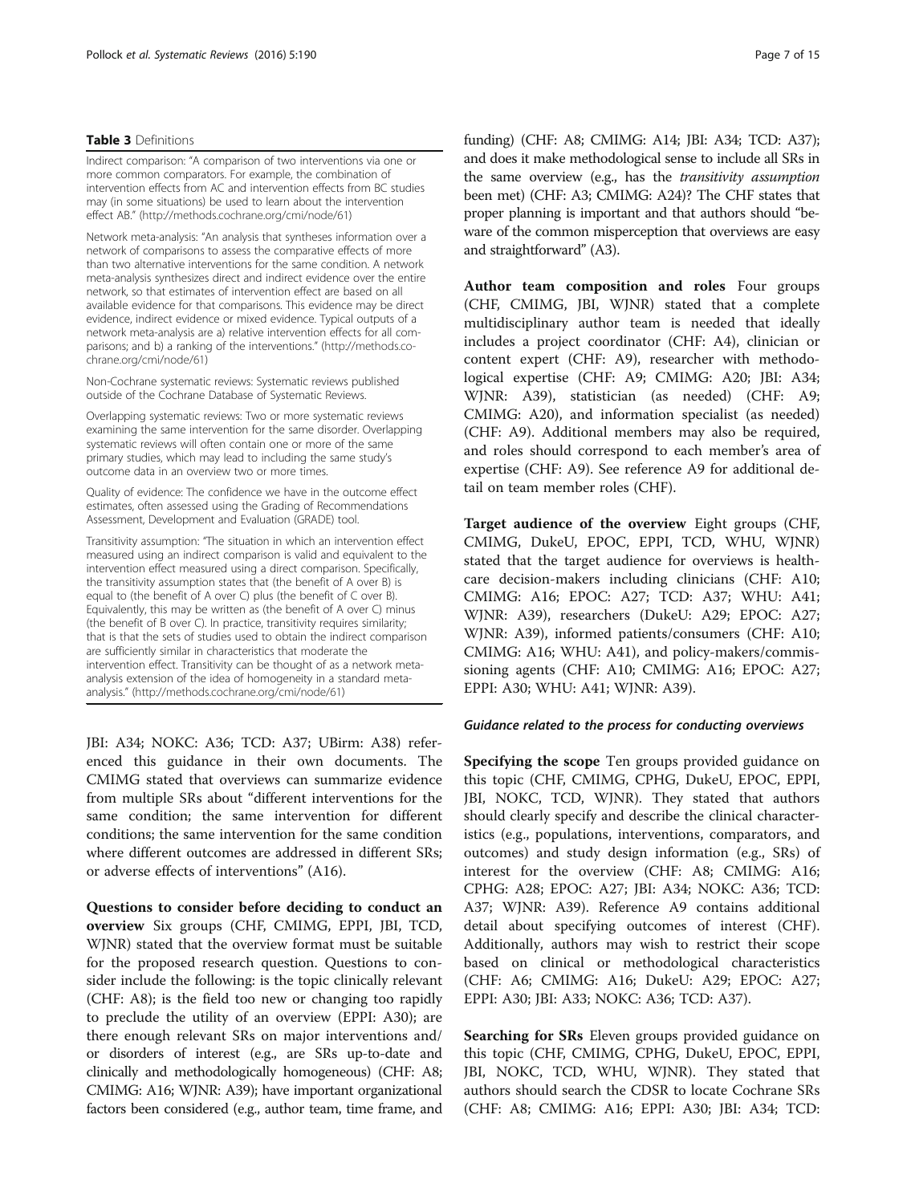**Table 3** Definitions

| |
|---|
| Indirect comparison: "A comparison of two interventions via one or more common comparators. For example, the combination of intervention effects from AC and intervention effects from BC studies may (in some situations) be used to learn about the intervention effect AB." (http://methods.cochrane.org/cmi/node/61) |
| Network meta-analysis: "An analysis that syntheses information over a network of comparisons to assess the comparative effects of more than two alternative interventions for the same condition. A network meta-analysis synthesizes direct and indirect evidence over the entire network, so that estimates of intervention effect are based on all available evidence for that comparisons. This evidence may be direct evidence, indirect evidence or mixed evidence. Typical outputs of a network meta-analysis are a) relative intervention effects for all comparisons; and b) a ranking of the interventions." (http://methods.cochrane.org/cmi/node/61) |
| Non-Cochrane systematic reviews: Systematic reviews published outside of the Cochrane Database of Systematic Reviews. |
| Overlapping systematic reviews: Two or more systematic reviews examining the same intervention for the same disorder. Overlapping systematic reviews will often contain one or more of the same primary studies, which may lead to including the same study's outcome data in an overview two or more times. |
| Quality of evidence: The confidence we have in the outcome effect estimates, often assessed using the Grading of Recommendations Assessment, Development and Evaluation (GRADE) tool. |
| Transitivity assumption: "The situation in which an intervention effect measured using an indirect comparison is valid and equivalent to the intervention effect measured using a direct comparison. Specifically, the transitivity assumption states that (the benefit of A over B) is equal to (the benefit of A over C) plus (the benefit of C over B). Equivalently, this may be written as (the benefit of A over C) minus (the benefit of B over C). In practice, transitivity requires similarity; that is that the sets of studies used to obtain the indirect comparison are sufficiently similar in characteristics that moderate the intervention effect. Transitivity can be thought of as a network meta-analysis extension of the idea of homogeneity in a standard meta-analysis." (http://methods.cochrane.org/cmi/node/61) |

JBI: A34; NOKC: A36; TCD: A37; UBirm: A38) referenced this guidance in their own documents. The CMIMG stated that overviews can summarize evidence from multiple SRs about "different interventions for the same condition; the same intervention for different conditions; the same intervention for the same condition where different outcomes are addressed in different SRs; or adverse effects of interventions" (A16).

**Questions to consider before deciding to conduct an overview** Six groups (CHF, CMIMG, EPPI, JBI, TCD, WJNR) stated that the overview format must be suitable for the proposed research question. Questions to consider include the following: is the topic clinically relevant (CHF: A8); is the field too new or changing too rapidly to preclude the utility of an overview (EPPI: A30); are there enough relevant SRs on major interventions and/or disorders of interest (e.g., are SRs up-to-date and clinically and methodologically homogeneous) (CHF: A8; CMIMG: A16; WJNR: A39); have important organizational factors been considered (e.g., author team, time frame, and funding) (CHF: A8; CMIMG: A14; JBI: A34; TCD: A37); and does it make methodological sense to include all SRs in the same overview (e.g., has the *transitivity assumption* been met) (CHF: A3; CMIMG: A24)? The CHF states that proper planning is important and that authors should "beware of the common misperception that overviews are easy and straightforward" (A3).

**Author team composition and roles** Four groups (CHF, CMIMG, JBI, WJNR) stated that a complete multidisciplinary author team is needed that ideally includes a project coordinator (CHF: A4), clinician or content expert (CHF: A9), researcher with methodological expertise (CHF: A9; CMIMG: A20; JBI: A34; WJNR: A39), statistician (as needed) (CHF: A9; CMIMG: A20), and information specialist (as needed) (CHF: A9). Additional members may also be required, and roles should correspond to each member's area of expertise (CHF: A9). See reference A9 for additional detail on team member roles (CHF).

**Target audience of the overview** Eight groups (CHF, CMIMG, DukeU, EPOC, EPPI, TCD, WHU, WJNR) stated that the target audience for overviews is healthcare decision-makers including clinicians (CHF: A10; CMIMG: A16; EPOC: A27; TCD: A37; WHU: A41; WJNR: A39), researchers (DukeU: A29; EPOC: A27; WJNR: A39), informed patients/consumers (CHF: A10; CMIMG: A16; WHU: A41), and policy-makers/commissioning agents (CHF: A10; CMIMG: A16; EPOC: A27; EPPI: A30; WHU: A41; WJNR: A39).

#### *Guidance related to the process for conducting overviews*

**Specifying the scope** Ten groups provided guidance on this topic (CHF, CMIMG, CPHG, DukeU, EPOC, EPPI, JBI, NOKC, TCD, WJNR). They stated that authors should clearly specify and describe the clinical characteristics (e.g., populations, interventions, comparators, and outcomes) and study design information (e.g., SRs) of interest for the overview (CHF: A8; CMIMG: A16; CPHG: A28; EPOC: A27; JBI: A34; NOKC: A36; TCD: A37; WJNR: A39). Reference A9 contains additional detail about specifying outcomes of interest (CHF). Additionally, authors may wish to restrict their scope based on clinical or methodological characteristics (CHF: A6; CMIMG: A16; DukeU: A29; EPOC: A27; EPPI: A30; JBI: A33; NOKC: A36; TCD: A37).

**Searching for SRs** Eleven groups provided guidance on this topic (CHF, CMIMG, CPHG, DukeU, EPOC, EPPI, JBI, NOKC, TCD, WHU, WJNR). They stated that authors should search the CDSR to locate Cochrane SRs (CHF: A8; CMIMG: A16; EPPI: A30; JBI: A34; TCD: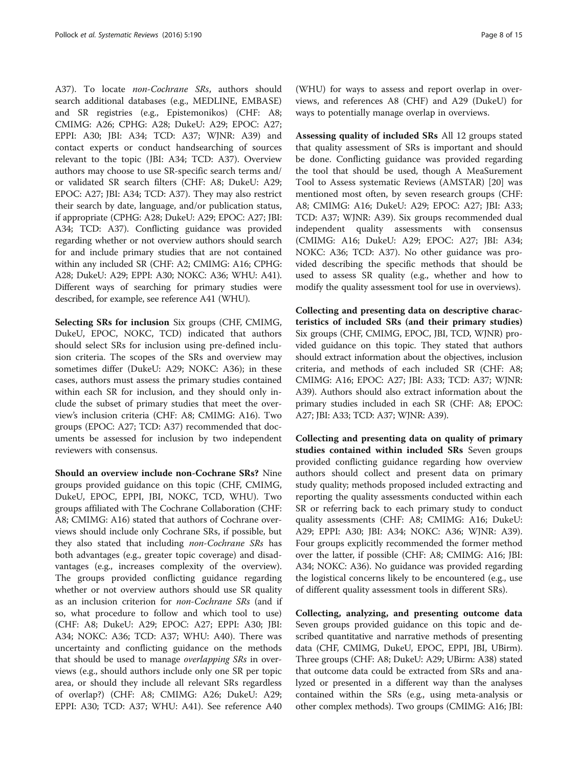A37). To locate *non-Cochrane SRs*, authors should search additional databases (e.g., MEDLINE, EMBASE) and SR registries (e.g., Epistemonikos) (CHF: A8; CMIMG: A26; CPHG: A28; DukeU: A29; EPOC: A27; EPPI: A30; JBI: A34; TCD: A37; WJNR: A39) and contact experts or conduct handsearching of sources relevant to the topic (JBI: A34; TCD: A37). Overview authors may choose to use SR-specific search terms and/or validated SR search filters (CHF: A8; DukeU: A29; EPOC: A27; JBI: A34; TCD: A37). They may also restrict their search by date, language, and/or publication status, if appropriate (CPHG: A28; DukeU: A29; EPOC: A27; JBI: A34; TCD: A37). Conflicting guidance was provided regarding whether or not overview authors should search for and include primary studies that are not contained within any included SR (CHF: A2; CMIMG: A16; CPHG: A28; DukeU: A29; EPPI: A30; NOKC: A36; WHU: A41). Different ways of searching for primary studies were described, for example, see reference A41 (WHU).

**Selecting SRs for inclusion** Six groups (CHF, CMIMG, DukeU, EPOC, NOKC, TCD) indicated that authors should select SRs for inclusion using pre-defined inclusion criteria. The scopes of the SRs and overview may sometimes differ (DukeU: A29; NOKC: A36); in these cases, authors must assess the primary studies contained within each SR for inclusion, and they should only include the subset of primary studies that meet the overview's inclusion criteria (CHF: A8; CMIMG: A16). Two groups (EPOC: A27; TCD: A37) recommended that documents be assessed for inclusion by two independent reviewers with consensus.

**Should an overview include non-Cochrane SRs?** Nine groups provided guidance on this topic (CHF, CMIMG, DukeU, EPOC, EPPI, JBI, NOKC, TCD, WHU). Two groups affiliated with The Cochrane Collaboration (CHF: A8; CMIMG: A16) stated that authors of Cochrane overviews should include only Cochrane SRs, if possible, but they also stated that including *non-Cochrane SRs* has both advantages (e.g., greater topic coverage) and disadvantages (e.g., increases complexity of the overview). The groups provided conflicting guidance regarding whether or not overview authors should use SR quality as an inclusion criterion for *non-Cochrane SRs* (and if so, what procedure to follow and which tool to use) (CHF: A8; DukeU: A29; EPOC: A27; EPPI: A30; JBI: A34; NOKC: A36; TCD: A37; WHU: A40). There was uncertainty and conflicting guidance on the methods that should be used to manage *overlapping SRs* in overviews (e.g., should authors include only one SR per topic area, or should they include all relevant SRs regardless of overlap?) (CHF: A8; CMIMG: A26; DukeU: A29; EPPI: A30; TCD: A37; WHU: A41). See reference A40 (WHU) for ways to assess and report overlap in overviews, and references A8 (CHF) and A29 (DukeU) for ways to potentially manage overlap in overviews.

**Assessing quality of included SRs** All 12 groups stated that quality assessment of SRs is important and should be done. Conflicting guidance was provided regarding the tool that should be used, though A MeaSurement Tool to Assess systematic Reviews (AMSTAR) [20] was mentioned most often, by seven research groups (CHF: A8; CMIMG: A16; DukeU: A29; EPOC: A27; JBI: A33; TCD: A37; WJNR: A39). Six groups recommended dual independent quality assessments with consensus (CMIMG: A16; DukeU: A29; EPOC: A27; JBI: A34; NOKC: A36; TCD: A37). No other guidance was provided describing the specific methods that should be used to assess SR quality (e.g., whether and how to modify the quality assessment tool for use in overviews).

**Collecting and presenting data on descriptive characteristics of included SRs (and their primary studies)** Six groups (CHF, CMIMG, EPOC, JBI, TCD, WJNR) provided guidance on this topic. They stated that authors should extract information about the objectives, inclusion criteria, and methods of each included SR (CHF: A8; CMIMG: A16; EPOC: A27; JBI: A33; TCD: A37; WJNR: A39). Authors should also extract information about the primary studies included in each SR (CHF: A8; EPOC: A27; JBI: A33; TCD: A37; WJNR: A39).

**Collecting and presenting data on quality of primary studies contained within included SRs** Seven groups provided conflicting guidance regarding how overview authors should collect and present data on primary study quality; methods proposed included extracting and reporting the quality assessments conducted within each SR or referring back to each primary study to conduct quality assessments (CHF: A8; CMIMG: A16; DukeU: A29; EPPI: A30; JBI: A34; NOKC: A36; WJNR: A39). Four groups explicitly recommended the former method over the latter, if possible (CHF: A8; CMIMG: A16; JBI: A34; NOKC: A36). No guidance was provided regarding the logistical concerns likely to be encountered (e.g., use of different quality assessment tools in different SRs).

**Collecting, analyzing, and presenting outcome data** Seven groups provided guidance on this topic and described quantitative and narrative methods of presenting data (CHF, CMIMG, DukeU, EPOC, EPPI, JBI, UBirm). Three groups (CHF: A8; DukeU: A29; UBirm: A38) stated that outcome data could be extracted from SRs and analyzed or presented in a different way than the analyses contained within the SRs (e.g., using meta-analysis or other complex methods). Two groups (CMIMG: A16; JBI: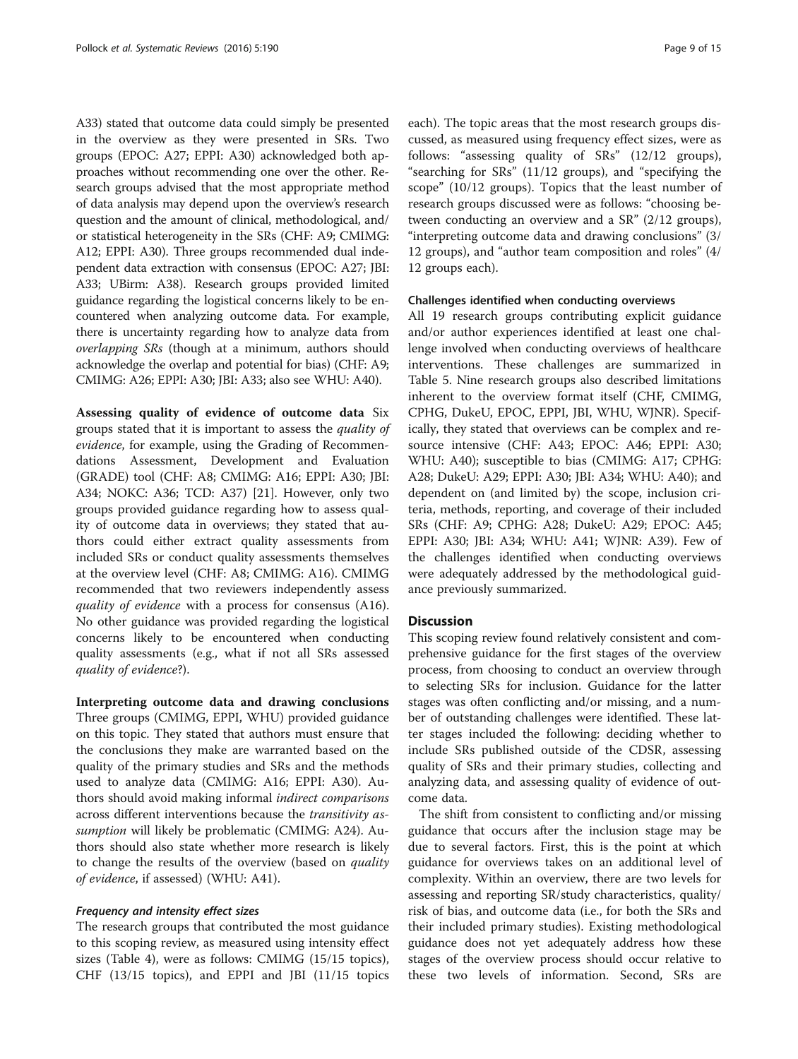A33) stated that outcome data could simply be presented in the overview as they were presented in SRs. Two groups (EPOC: A27; EPPI: A30) acknowledged both approaches without recommending one over the other. Research groups advised that the most appropriate method of data analysis may depend upon the overview's research question and the amount of clinical, methodological, and/or statistical heterogeneity in the SRs (CHF: A9; CMIMG: A12; EPPI: A30). Three groups recommended dual independent data extraction with consensus (EPOC: A27; JBI: A33; UBirm: A38). Research groups provided limited guidance regarding the logistical concerns likely to be encountered when analyzing outcome data. For example, there is uncertainty regarding how to analyze data from *overlapping SRs* (though at a minimum, authors should acknowledge the overlap and potential for bias) (CHF: A9; CMIMG: A26; EPPI: A30; JBI: A33; also see WHU: A40).

**Assessing quality of evidence of outcome data** Six groups stated that it is important to assess the *quality of evidence*, for example, using the Grading of Recommendations Assessment, Development and Evaluation (GRADE) tool (CHF: A8; CMIMG: A16; EPPI: A30; JBI: A34; NOKC: A36; TCD: A37) [21]. However, only two groups provided guidance regarding how to assess quality of outcome data in overviews; they stated that authors could either extract quality assessments from included SRs or conduct quality assessments themselves at the overview level (CHF: A8; CMIMG: A16). CMIMG recommended that two reviewers independently assess *quality of evidence* with a process for consensus (A16). No other guidance was provided regarding the logistical concerns likely to be encountered when conducting quality assessments (e.g., what if not all SRs assessed *quality of evidence*?).

**Interpreting outcome data and drawing conclusions** Three groups (CMIMG, EPPI, WHU) provided guidance on this topic. They stated that authors must ensure that the conclusions they make are warranted based on the quality of the primary studies and SRs and the methods used to analyze data (CMIMG: A16; EPPI: A30). Authors should avoid making informal *indirect comparisons* across different interventions because the *transitivity assumption* will likely be problematic (CMIMG: A24). Authors should also state whether more research is likely to change the results of the overview (based on *quality of evidence*, if assessed) (WHU: A41).

#### *Frequency and intensity effect sizes*

The research groups that contributed the most guidance to this scoping review, as measured using intensity effect sizes (Table 4), were as follows: CMIMG (15/15 topics), CHF (13/15 topics), and EPPI and JBI (11/15 topics each). The topic areas that the most research groups discussed, as measured using frequency effect sizes, were as follows: "assessing quality of SRs" (12/12 groups), "searching for SRs" (11/12 groups), and "specifying the scope" (10/12 groups). Topics that the least number of research groups discussed were as follows: "choosing between conducting an overview and a SR" (2/12 groups), "interpreting outcome data and drawing conclusions" (3/12 groups), and "author team composition and roles" (4/12 groups each).

#### Challenges identified when conducting overviews

All 19 research groups contributing explicit guidance and/or author experiences identified at least one challenge involved when conducting overviews of healthcare interventions. These challenges are summarized in Table 5. Nine research groups also described limitations inherent to the overview format itself (CHF, CMIMG, CPHG, DukeU, EPOC, EPPI, JBI, WHU, WJNR). Specifically, they stated that overviews can be complex and resource intensive (CHF: A43; EPOC: A46; EPPI: A30; WHU: A40); susceptible to bias (CMIMG: A17; CPHG: A28; DukeU: A29; EPPI: A30; JBI: A34; WHU: A40); and dependent on (and limited by) the scope, inclusion criteria, methods, reporting, and coverage of their included SRs (CHF: A9; CPHG: A28; DukeU: A29; EPOC: A45; EPPI: A30; JBI: A34; WHU: A41; WJNR: A39). Few of the challenges identified when conducting overviews were adequately addressed by the methodological guidance previously summarized.

## Discussion

This scoping review found relatively consistent and comprehensive guidance for the first stages of the overview process, from choosing to conduct an overview through to selecting SRs for inclusion. Guidance for the latter stages was often conflicting and/or missing, and a number of outstanding challenges were identified. These latter stages included the following: deciding whether to include SRs published outside of the CDSR, assessing quality of SRs and their primary studies, collecting and analyzing data, and assessing quality of evidence of outcome data.

The shift from consistent to conflicting and/or missing guidance that occurs after the inclusion stage may be due to several factors. First, this is the point at which guidance for overviews takes on an additional level of complexity. Within an overview, there are two levels for assessing and reporting SR/study characteristics, quality/risk of bias, and outcome data (i.e., for both the SRs and their included primary studies). Existing methodological guidance does not yet adequately address how these stages of the overview process should occur relative to these two levels of information. Second, SRs are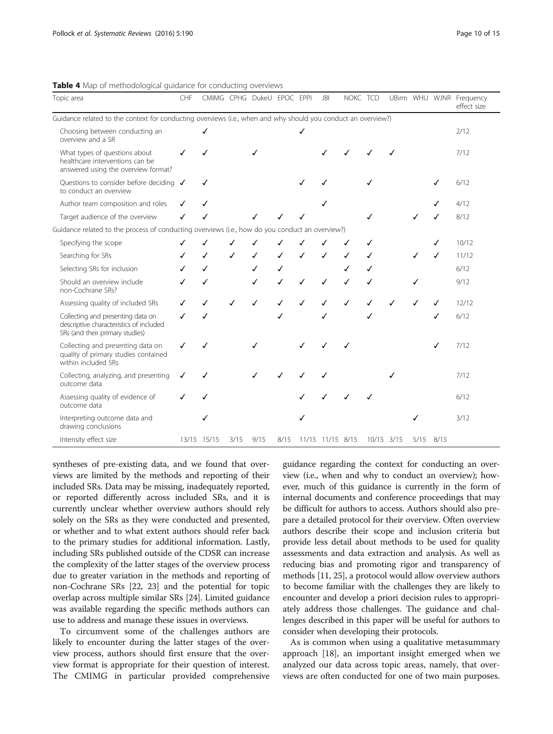**Table 4** Map of methodological guidance for conducting overviews

| Topic area | CHF | CMIMG | CPHG | DukeU | EPOC | EPPI | JBI | NOKC | TCD | UBirm | WHU | WJNR | Frequency effect size |
|---|---|---|---|---|---|---|---|---|---|---|---|---|---|
| Guidance related to the context for conducting overviews (i.e., when and why should you conduct an overview?) | | | | | | | | | | | | | |
| Choosing between conducting an overview and a SR | | ✓ | | | | ✓ | | | | | | | 2/12 |
| What types of questions about healthcare interventions can be answered using the overview format? | ✓ | ✓ | | ✓ | | | ✓ | ✓ | ✓ | ✓ | | | 7/12 |
| Questions to consider before deciding to conduct an overview | ✓ | ✓ | | | | ✓ | ✓ | | ✓ | | | ✓ | 6/12 |
| Author team composition and roles | ✓ | ✓ | | | | | ✓ | | | | | ✓ | 4/12 |
| Target audience of the overview | ✓ | ✓ | | ✓ | ✓ | ✓ | | | ✓ | | ✓ | ✓ | 8/12 |
| Guidance related to the process of conducting overviews (i.e., how do you conduct an overview?) | | | | | | | | | | | | | |
| Specifying the scope | ✓ | ✓ | ✓ | ✓ | ✓ | ✓ | ✓ | ✓ | ✓ | | | ✓ | 10/12 |
| Searching for SRs | ✓ | ✓ | ✓ | ✓ | ✓ | ✓ | ✓ | ✓ | ✓ | | ✓ | ✓ | 11/12 |
| Selecting SRs for inclusion | ✓ | ✓ | | ✓ | ✓ | | | ✓ | ✓ | | | | 6/12 |
| Should an overview include non-Cochrane SRs? | ✓ | ✓ | | ✓ | ✓ | ✓ | ✓ | ✓ | ✓ | | ✓ | | 9/12 |
| Assessing quality of included SRs | ✓ | ✓ | ✓ | ✓ | ✓ | ✓ | ✓ | ✓ | ✓ | ✓ | ✓ | ✓ | 12/12 |
| Collecting and presenting data on descriptive characteristics of included SRs (and their primary studies) | ✓ | ✓ | | | ✓ | | ✓ | | ✓ | | | ✓ | 6/12 |
| Collecting and presenting data on quality of primary studies contained within included SRs | ✓ | ✓ | | ✓ | | ✓ | ✓ | ✓ | | | | ✓ | 7/12 |
| Collecting, analyzing, and presenting outcome data | ✓ | ✓ | | ✓ | ✓ | ✓ | ✓ | | | ✓ | | | 7/12 |
| Assessing quality of evidence of outcome data | ✓ | ✓ | | | | ✓ | ✓ | ✓ | ✓ | | | | 6/12 |
| Interpreting outcome data and drawing conclusions | | ✓ | | | | ✓ | | | | | ✓ | | 3/12 |
| Intensity effect size | 13/15 | 15/15 | 3/15 | 9/15 | 8/15 | 11/15 | 11/15 | 8/15 | 10/15 | 3/15 | 5/15 | 8/15 | |

syntheses of pre-existing data, and we found that overviews are limited by the methods and reporting of their included SRs. Data may be missing, inadequately reported, or reported differently across included SRs, and it is currently unclear whether overview authors should rely solely on the SRs as they were conducted and presented, or whether and to what extent authors should refer back to the primary studies for additional information. Lastly, including SRs published outside of the CDSR can increase the complexity of the latter stages of the overview process due to greater variation in the methods and reporting of non-Cochrane SRs [22, 23] and the potential for topic overlap across multiple similar SRs [24]. Limited guidance was available regarding the specific methods authors can use to address and manage these issues in overviews.

To circumvent some of the challenges authors are likely to encounter during the latter stages of the overview process, authors should first ensure that the overview format is appropriate for their question of interest. The CMIMG in particular provided comprehensive guidance regarding the context for conducting an overview (i.e., when and why to conduct an overview); however, much of this guidance is currently in the form of internal documents and conference proceedings that may be difficult for authors to access. Authors should also prepare a detailed protocol for their overview. Often overview authors describe their scope and inclusion criteria but provide less detail about methods to be used for quality assessments and data extraction and analysis. As well as reducing bias and promoting rigor and transparency of methods [11, 25], a protocol would allow overview authors to become familiar with the challenges they are likely to encounter and develop a priori decision rules to appropriately address those challenges. The guidance and challenges described in this paper will be useful for authors to consider when developing their protocols.

As is common when using a qualitative metasummary approach [18], an important insight emerged when we analyzed our data across topic areas, namely, that overviews are often conducted for one of two main purposes.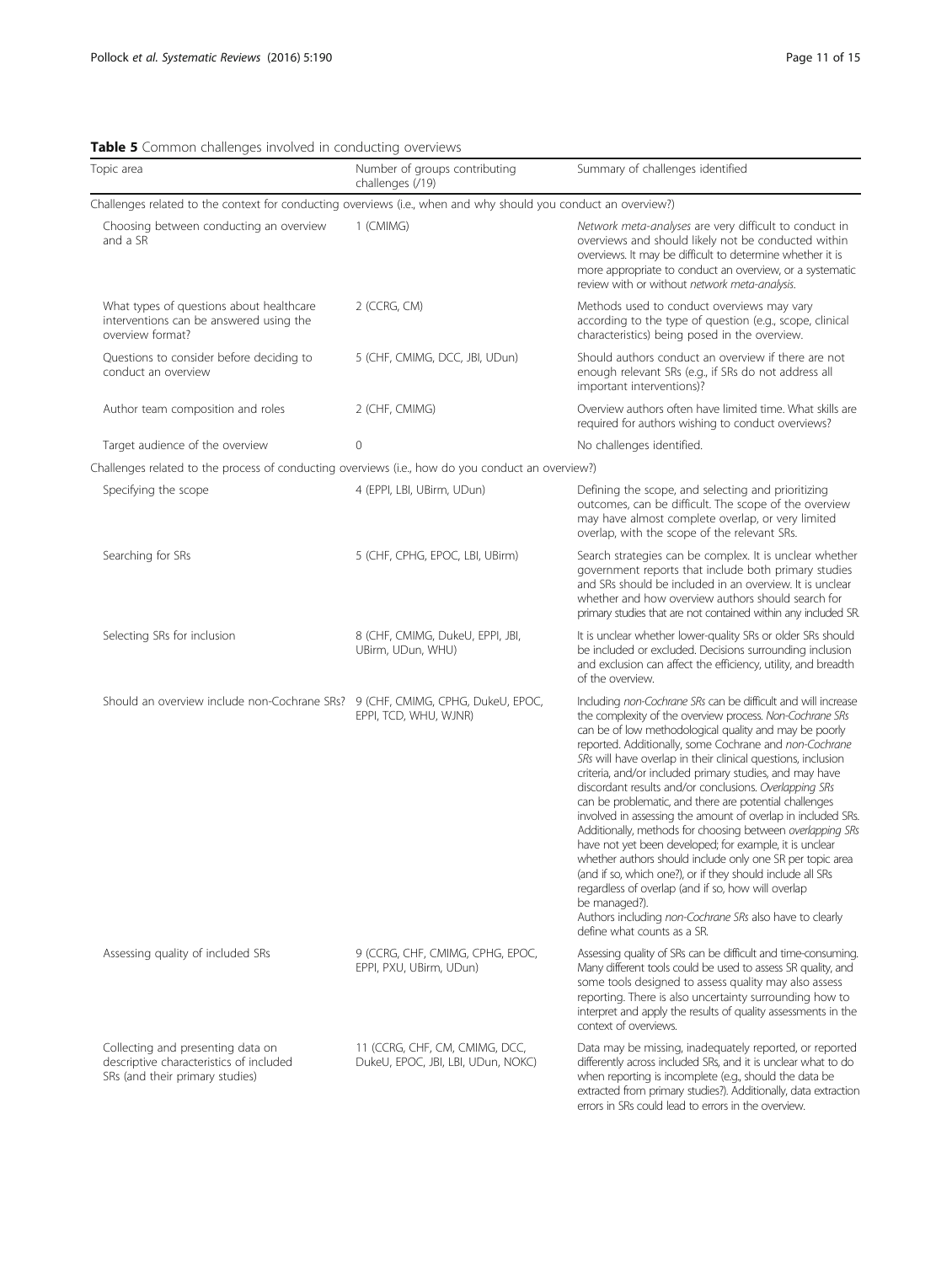**Table 5** Common challenges involved in conducting overviews

| Topic area | Number of groups contributing challenges (/19) | Summary of challenges identified |
| --- | --- | --- |
| Challenges related to the context for conducting overviews (i.e., when and why should you conduct an overview?) | | |
| Choosing between conducting an overview and a SR | 1 (CMIMG) | *Network meta-analyses* are very difficult to conduct in overviews and should likely not be conducted within overviews. It may be difficult to determine whether it is more appropriate to conduct an overview, or a systematic review with or without *network meta-analysis*. |
| What types of questions about healthcare interventions can be answered using the overview format? | 2 (CCRG, CM) | Methods used to conduct overviews may vary according to the type of question (e.g., scope, clinical characteristics) being posed in the overview. |
| Questions to consider before deciding to conduct an overview | 5 (CHF, CMIMG, DCC, JBI, UDun) | Should authors conduct an overview if there are not enough relevant SRs (e.g., if SRs do not address all important interventions)? |
| Author team composition and roles | 2 (CHF, CMIMG) | Overview authors often have limited time. What skills are required for authors wishing to conduct overviews? |
| Target audience of the overview | 0 | No challenges identified. |
| Challenges related to the process of conducting overviews (i.e., how do you conduct an overview?) | | |
| Specifying the scope | 4 (EPPI, LBI, UBirm, UDun) | Defining the scope, and selecting and prioritizing outcomes, can be difficult. The scope of the overview may have almost complete overlap, or very limited overlap, with the scope of the relevant SRs. |
| Searching for SRs | 5 (CHF, CPHG, EPOC, LBI, UBirm) | Search strategies can be complex. It is unclear whether government reports that include both primary studies and SRs should be included in an overview. It is unclear whether and how overview authors should search for primary studies that are not contained within any included SR. |
| Selecting SRs for inclusion | 8 (CHF, CMIMG, DukeU, EPPI, JBI, UBirm, UDun, WHU) | It is unclear whether lower-quality SRs or older SRs should be included or excluded. Decisions surrounding inclusion and exclusion can affect the efficiency, utility, and breadth of the overview. |
| Should an overview include non-Cochrane SRs? | 9 (CHF, CMIMG, CPHG, DukeU, EPOC, EPPI, TCD, WHU, WJNR) | Including *non-Cochrane SRs* can be difficult and will increase the complexity of the overview process. *Non-Cochrane SRs* can be of low methodological quality and may be poorly reported. Additionally, some Cochrane and *non-Cochrane SRs* will have overlap in their clinical questions, inclusion criteria, and/or included primary studies, and may have discordant results and/or conclusions. *Overlapping SRs* can be problematic, and there are potential challenges involved in assessing the amount of overlap in included SRs. Additionally, methods for choosing between *overlapping SRs* have not yet been developed; for example, it is unclear whether authors should include only one SR per topic area (and if so, which one?), or if they should include all SRs regardless of overlap (and if so, how will overlap be managed?). Authors including *non-Cochrane SRs* also have to clearly define what counts as a SR. |
| Assessing quality of included SRs | 9 (CCRG, CHF, CMIMG, CPHG, EPOC, EPPI, PXU, UBirm, UDun) | Assessing quality of SRs can be difficult and time-consuming. Many different tools could be used to assess SR quality, and some tools designed to assess quality may also assess reporting. There is also uncertainty surrounding how to interpret and apply the results of quality assessments in the context of overviews. |
| Collecting and presenting data on descriptive characteristics of included SRs (and their primary studies) | 11 (CCRG, CHF, CM, CMIMG, DCC, DukeU, EPOC, JBI, LBI, UDun, NOKC) | Data may be missing, inadequately reported, or reported differently across included SRs, and it is unclear what to do when reporting is incomplete (e.g., should the data be extracted from primary studies?). Additionally, data extraction errors in SRs could lead to errors in the overview. |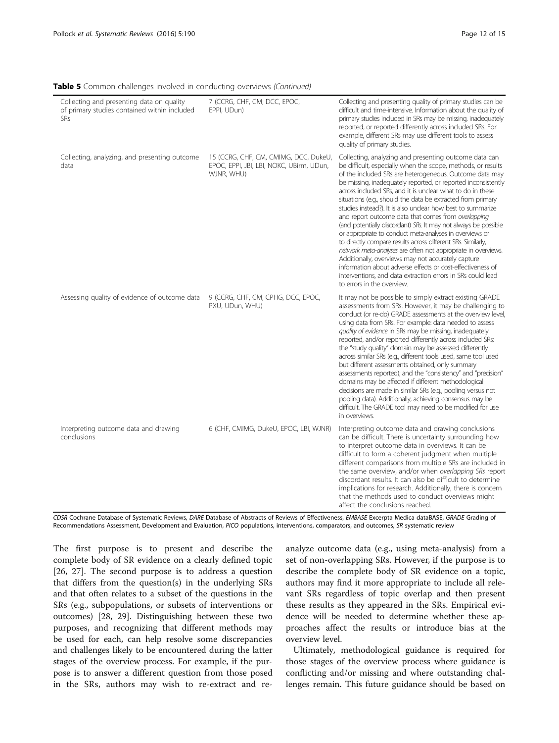**Table 5** Common challenges involved in conducting overviews *(Continued)*

| | | |
|---|---|---|
| Collecting and presenting data on quality of primary studies contained within included SRs | 7 (CCRG, CHF, CM, DCC, EPOC, EPPI, UDun) | Collecting and presenting quality of primary studies can be difficult and time-intensive. Information about the quality of primary studies included in SRs may be missing, inadequately reported, or reported differently across included SRs. For example, different SRs may use different tools to assess quality of primary studies. |
| Collecting, analyzing, and presenting outcome data | 15 (CCRG, CHF, CM, CMIMG, DCC, DukeU, EPOC, EPPI, JBI, LBI, NOKC, UBirm, UDun, WJNR, WHU) | Collecting, analyzing and presenting outcome data can be difficult, especially when the scope, methods, or results of the included SRs are heterogeneous. Outcome data may be missing, inadequately reported, or reported inconsistently across included SRs, and it is unclear what to do in these situations (e.g., should the data be extracted from primary studies instead?). It is also unclear how best to summarize and report outcome data that comes from *overlapping* (and potentially discordant) *SRs*. It may not always be possible or appropriate to conduct meta-analyses in overviews or to directly compare results across different SRs. Similarly, *network meta-analyses* are often not appropriate in overviews. Additionally, overviews may not accurately capture information about adverse effects or cost-effectiveness of interventions, and data extraction errors in SRs could lead to errors in the overview. |
| Assessing quality of evidence of outcome data | 9 (CCRG, CHF, CM, CPHG, DCC, EPOC, PXU, UDun, WHU) | It may not be possible to simply extract existing GRADE assessments from SRs. However, it may be challenging to conduct (or re-do) GRADE assessments at the overview level, using data from SRs. For example: data needed to assess *quality of evidence* in SRs may be missing, inadequately reported, and/or reported differently across included SRs; the "study quality" domain may be assessed differently across similar SRs (e.g., different tools used, same tool used but different assessments obtained, only summary assessments reported); and the "consistency" and "precision" domains may be affected if different methodological decisions are made in similar SRs (e.g., pooling versus not pooling data). Additionally, achieving consensus may be difficult. The GRADE tool may need to be modified for use in overviews. |
| Interpreting outcome data and drawing conclusions | 6 (CHF, CMIMG, DukeU, EPOC, LBI, WJNR) | Interpreting outcome data and drawing conclusions can be difficult. There is uncertainty surrounding how to interpret outcome data in overviews. It can be difficult to form a coherent judgment when multiple different comparisons from multiple SRs are included in the same overview, and/or when *overlapping SRs* report discordant results. It can also be difficult to determine implications for research. Additionally, there is concern that the methods used to conduct overviews might affect the conclusions reached. |

*CDSR* Cochrane Database of Systematic Reviews, *DARE* Database of Abstracts of Reviews of Effectiveness, *EMBASE* Excerpta Medica dataBASE, *GRADE* Grading of Recommendations Assessment, Development and Evaluation, *PICO* populations, interventions, comparators, and outcomes, *SR* systematic review

The first purpose is to present and describe the complete body of SR evidence on a clearly defined topic [26, 27]. The second purpose is to address a question that differs from the question(s) in the underlying SRs and that often relates to a subset of the questions in the SRs (e.g., subpopulations, or subsets of interventions or outcomes) [28, 29]. Distinguishing between these two purposes, and recognizing that different methods may be used for each, can help resolve some discrepancies and challenges likely to be encountered during the latter stages of the overview process. For example, if the purpose is to answer a different question from those posed in the SRs, authors may wish to re-extract and re-analyze outcome data (e.g., using meta-analysis) from a set of non-overlapping SRs. However, if the purpose is to describe the complete body of SR evidence on a topic, authors may find it more appropriate to include all relevant SRs regardless of topic overlap and then present these results as they appeared in the SRs. Empirical evidence will be needed to determine whether these approaches affect the results or introduce bias at the overview level.

Ultimately, methodological guidance is required for those stages of the overview process where guidance is conflicting and/or missing and where outstanding challenges remain. This future guidance should be based on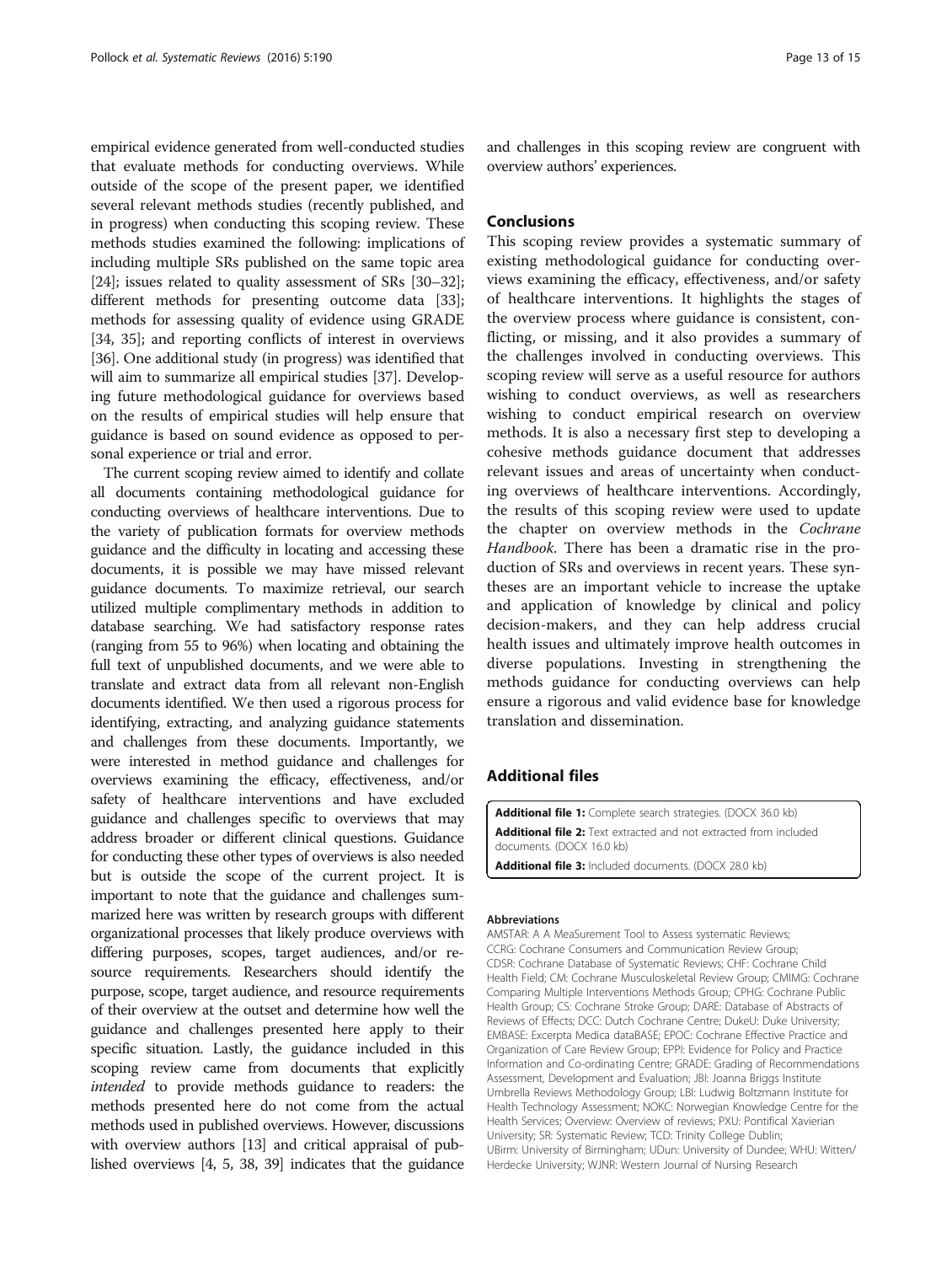empirical evidence generated from well-conducted studies that evaluate methods for conducting overviews. While outside of the scope of the present paper, we identified several relevant methods studies (recently published, and in progress) when conducting this scoping review. These methods studies examined the following: implications of including multiple SRs published on the same topic area [24]; issues related to quality assessment of SRs [30–32]; different methods for presenting outcome data [33]; methods for assessing quality of evidence using GRADE [34, 35]; and reporting conflicts of interest in overviews [36]. One additional study (in progress) was identified that will aim to summarize all empirical studies [37]. Developing future methodological guidance for overviews based on the results of empirical studies will help ensure that guidance is based on sound evidence as opposed to personal experience or trial and error.

The current scoping review aimed to identify and collate all documents containing methodological guidance for conducting overviews of healthcare interventions. Due to the variety of publication formats for overview methods guidance and the difficulty in locating and accessing these documents, it is possible we may have missed relevant guidance documents. To maximize retrieval, our search utilized multiple complimentary methods in addition to database searching. We had satisfactory response rates (ranging from 55 to 96%) when locating and obtaining the full text of unpublished documents, and we were able to translate and extract data from all relevant non-English documents identified. We then used a rigorous process for identifying, extracting, and analyzing guidance statements and challenges from these documents. Importantly, we were interested in method guidance and challenges for overviews examining the efficacy, effectiveness, and/or safety of healthcare interventions and have excluded guidance and challenges specific to overviews that may address broader or different clinical questions. Guidance for conducting these other types of overviews is also needed but is outside the scope of the current project. It is important to note that the guidance and challenges summarized here was written by research groups with different organizational processes that likely produce overviews with differing purposes, scopes, target audiences, and/or resource requirements. Researchers should identify the purpose, scope, target audience, and resource requirements of their overview at the outset and determine how well the guidance and challenges presented here apply to their specific situation. Lastly, the guidance included in this scoping review came from documents that explicitly *intended* to provide methods guidance to readers: the methods presented here do not come from the actual methods used in published overviews. However, discussions with overview authors [13] and critical appraisal of published overviews [4, 5, 38, 39] indicates that the guidance and challenges in this scoping review are congruent with overview authors' experiences.

## Conclusions

This scoping review provides a systematic summary of existing methodological guidance for conducting overviews examining the efficacy, effectiveness, and/or safety of healthcare interventions. It highlights the stages of the overview process where guidance is consistent, conflicting, or missing, and it also provides a summary of the challenges involved in conducting overviews. This scoping review will serve as a useful resource for authors wishing to conduct overviews, as well as researchers wishing to conduct empirical research on overview methods. It is also a necessary first step to developing a cohesive methods guidance document that addresses relevant issues and areas of uncertainty when conducting overviews of healthcare interventions. Accordingly, the results of this scoping review were used to update the chapter on overview methods in the *Cochrane Handbook*. There has been a dramatic rise in the production of SRs and overviews in recent years. These syntheses are an important vehicle to increase the uptake and application of knowledge by clinical and policy decision-makers, and they can help address crucial health issues and ultimately improve health outcomes in diverse populations. Investing in strengthening the methods guidance for conducting overviews can help ensure a rigorous and valid evidence base for knowledge translation and dissemination.

## Additional files

**Additional file 1:** Complete search strategies. (DOCX 36.0 kb)

**Additional file 2:** Text extracted and not extracted from included documents. (DOCX 16.0 kb)

**Additional file 3:** Included documents. (DOCX 28.0 kb)

#### Abbreviations

AMSTAR: A A MeaSurement Tool to Assess systematic Reviews; CCRG: Cochrane Consumers and Communication Review Group; CDSR: Cochrane Database of Systematic Reviews; CHF: Cochrane Child Health Field; CM: Cochrane Musculoskeletal Review Group; CMIMG: Cochrane Comparing Multiple Interventions Methods Group; CPHG: Cochrane Public Health Group; CS: Cochrane Stroke Group; DARE: Database of Abstracts of Reviews of Effects; DCC: Dutch Cochrane Centre; DukeU: Duke University; EMBASE: Excerpta Medica dataBASE; EPOC: Cochrane Effective Practice and Organization of Care Review Group; EPPI: Evidence for Policy and Practice Information and Co-ordinating Centre; GRADE: Grading of Recommendations Assessment, Development and Evaluation; JBI: Joanna Briggs Institute Umbrella Reviews Methodology Group; LBI: Ludwig Boltzmann Institute for Health Technology Assessment; NOKC: Norwegian Knowledge Centre for the Health Services; Overview: Overview of reviews; PXU: Pontifical Xavierian University; SR: Systematic Review; TCD: Trinity College Dublin; UBirm: University of Birmingham; UDun: University of Dundee; WHU: Witten/Herdecke University; WJNR: Western Journal of Nursing Research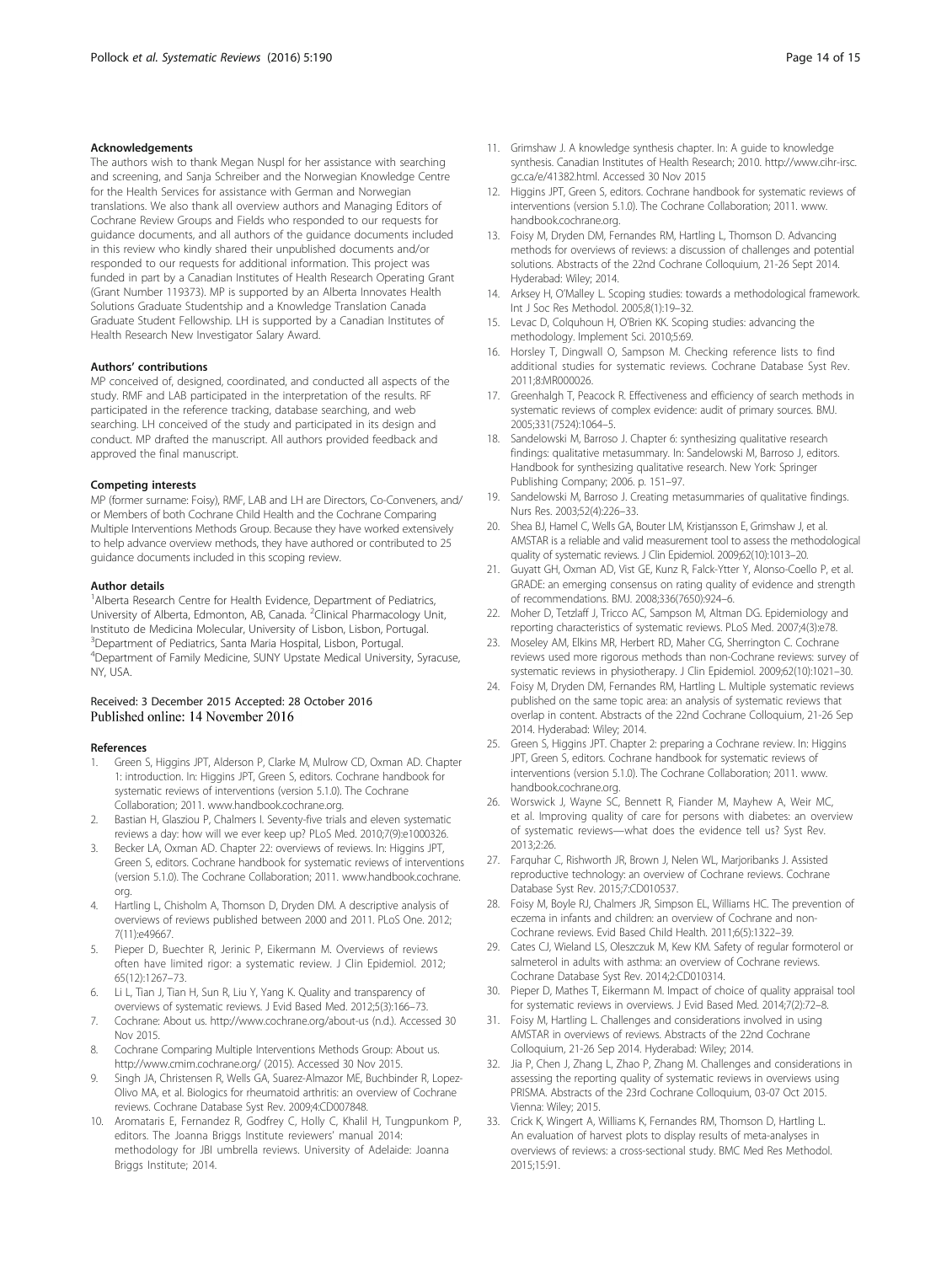#### Acknowledgements

The authors wish to thank Megan Nuspl for her assistance with searching and screening, and Sanja Schreiber and the Norwegian Knowledge Centre for the Health Services for assistance with German and Norwegian translations. We also thank all overview authors and Managing Editors of Cochrane Review Groups and Fields who responded to our requests for guidance documents, and all authors of the guidance documents included in this review who kindly shared their unpublished documents and/or responded to our requests for additional information. This project was funded in part by a Canadian Institutes of Health Research Operating Grant (Grant Number 119373). MP is supported by an Alberta Innovates Health Solutions Graduate Studentship and a Knowledge Translation Canada Graduate Student Fellowship. LH is supported by a Canadian Institutes of Health Research New Investigator Salary Award.

#### Authors' contributions

MP conceived of, designed, coordinated, and conducted all aspects of the study. RMF and LAB participated in the interpretation of the results. RF participated in the reference tracking, database searching, and web searching. LH conceived of the study and participated in its design and conduct. MP drafted the manuscript. All authors provided feedback and approved the final manuscript.

#### Competing interests

MP (former surname: Foisy), RMF, LAB and LH are Directors, Co-Conveners, and/or Members of both Cochrane Child Health and the Cochrane Comparing Multiple Interventions Methods Group. Because they have worked extensively to help advance overview methods, they have authored or contributed to 25 guidance documents included in this scoping review.

#### Author details

[1]Alberta Research Centre for Health Evidence, Department of Pediatrics, University of Alberta, Edmonton, AB, Canada. [2]Clinical Pharmacology Unit, Instituto de Medicina Molecular, University of Lisbon, Lisbon, Portugal. [3]Department of Pediatrics, Santa Maria Hospital, Lisbon, Portugal. [4]Department of Family Medicine, SUNY Upstate Medical University, Syracuse, NY, USA.

Received: 3 December 2015 Accepted: 28 October 2016
Published online: 14 November 2016

#### References

1. Green S, Higgins JPT, Alderson P, Clarke M, Mulrow CD, Oxman AD. Chapter 1: introduction. In: Higgins JPT, Green S, editors. Cochrane handbook for systematic reviews of interventions (version 5.1.0). The Cochrane Collaboration; 2011. www.handbook.cochrane.org.
2. Bastian H, Glasziou P, Chalmers I. Seventy-five trials and eleven systematic reviews a day: how will we ever keep up? PLoS Med. 2010;7(9):e1000326.
3. Becker LA, Oxman AD. Chapter 22: overviews of reviews. In: Higgins JPT, Green S, editors. Cochrane handbook for systematic reviews of interventions (version 5.1.0). The Cochrane Collaboration; 2011. www.handbook.cochrane.org.
4. Hartling L, Chisholm A, Thomson D, Dryden DM. A descriptive analysis of overviews of reviews published between 2000 and 2011. PLoS One. 2012; 7(11):e49667.
5. Pieper D, Buechter R, Jerinic P, Eikermann M. Overviews of reviews often have limited rigor: a systematic review. J Clin Epidemiol. 2012; 65(12):1267–73.
6. Li L, Tian J, Tian H, Sun R, Liu Y, Yang K. Quality and transparency of overviews of systematic reviews. J Evid Based Med. 2012;5(3):166–73.
7. Cochrane: About us. http://www.cochrane.org/about-us (n.d.). Accessed 30 Nov 2015.
8. Cochrane Comparing Multiple Interventions Methods Group: About us. http://www.cmim.cochrane.org/ (2015). Accessed 30 Nov 2015.
9. Singh JA, Christensen R, Wells GA, Suarez-Almazor ME, Buchbinder R, Lopez-Olivo MA, et al. Biologics for rheumatoid arthritis: an overview of Cochrane reviews. Cochrane Database Syst Rev. 2009;4:CD007848.
10. Aromataris E, Fernandez R, Godfrey C, Holly C, Khalil H, Tungpunkom P, editors. The Joanna Briggs Institute reviewers' manual 2014: methodology for JBI umbrella reviews. University of Adelaide: Joanna Briggs Institute; 2014.
11. Grimshaw J. A knowledge synthesis chapter. In: A guide to knowledge synthesis. Canadian Institutes of Health Research; 2010. http://www.cihr-irsc.gc.ca/e/41382.html. Accessed 30 Nov 2015
12. Higgins JPT, Green S, editors. Cochrane handbook for systematic reviews of interventions (version 5.1.0). The Cochrane Collaboration; 2011. www.handbook.cochrane.org.
13. Foisy M, Dryden DM, Fernandes RM, Hartling L, Thomson D. Advancing methods for overviews of reviews: a discussion of challenges and potential solutions. Abstracts of the 22nd Cochrane Colloquium, 21-26 Sept 2014. Hyderabad: Wiley; 2014.
14. Arksey H, O'Malley L. Scoping studies: towards a methodological framework. Int J Soc Res Methodol. 2005;8(1):19–32.
15. Levac D, Colquhoun H, O'Brien KK. Scoping studies: advancing the methodology. Implement Sci. 2010;5:69.
16. Horsley T, Dingwall O, Sampson M. Checking reference lists to find additional studies for systematic reviews. Cochrane Database Syst Rev. 2011;8:MR000026.
17. Greenhalgh T, Peacock R. Effectiveness and efficiency of search methods in systematic reviews of complex evidence: audit of primary sources. BMJ. 2005;331(7524):1064–5.
18. Sandelowski M, Barroso J. Chapter 6: synthesizing qualitative research findings: qualitative metasummary. In: Sandelowski M, Barroso J, editors. Handbook for synthesizing qualitative research. New York: Springer Publishing Company; 2006. p. 151–97.
19. Sandelowski M, Barroso J. Creating metasummaries of qualitative findings. Nurs Res. 2003;52(4):226–33.
20. Shea BJ, Hamel C, Wells GA, Bouter LM, Kristjansson E, Grimshaw J, et al. AMSTAR is a reliable and valid measurement tool to assess the methodological quality of systematic reviews. J Clin Epidemiol. 2009;62(10):1013–20.
21. Guyatt GH, Oxman AD, Vist GE, Kunz R, Falck-Ytter Y, Alonso-Coello P, et al. GRADE: an emerging consensus on rating quality of evidence and strength of recommendations. BMJ. 2008;336(7650):924–6.
22. Moher D, Tetzlaff J, Tricco AC, Sampson M, Altman DG. Epidemiology and reporting characteristics of systematic reviews. PLoS Med. 2007;4(3):e78.
23. Moseley AM, Elkins MR, Herbert RD, Maher CG, Sherrington C. Cochrane reviews used more rigorous methods than non-Cochrane reviews: survey of systematic reviews in physiotherapy. J Clin Epidemiol. 2009;62(10):1021–30.
24. Foisy M, Dryden DM, Fernandes RM, Hartling L. Multiple systematic reviews published on the same topic area: an analysis of systematic reviews that overlap in content. Abstracts of the 22nd Cochrane Colloquium, 21-26 Sep 2014. Hyderabad: Wiley; 2014.
25. Green S, Higgins JPT. Chapter 2: preparing a Cochrane review. In: Higgins JPT, Green S, editors. Cochrane handbook for systematic reviews of interventions (version 5.1.0). The Cochrane Collaboration; 2011. www.handbook.cochrane.org.
26. Worswick J, Wayne SC, Bennett R, Fiander M, Mayhew A, Weir MC, et al. Improving quality of care for persons with diabetes: an overview of systematic reviews—what does the evidence tell us? Syst Rev. 2013;2:26.
27. Farquhar C, Rishworth JR, Brown J, Nelen WL, Marjoribanks J. Assisted reproductive technology: an overview of Cochrane reviews. Cochrane Database Syst Rev. 2015;7:CD010537.
28. Foisy M, Boyle RJ, Chalmers JR, Simpson EL, Williams HC. The prevention of eczema in infants and children: an overview of Cochrane and non-Cochrane reviews. Evid Based Child Health. 2011;6(5):1322–39.
29. Cates CJ, Wieland LS, Oleszczuk M, Kew KM. Safety of regular formoterol or salmeterol in adults with asthma: an overview of Cochrane reviews. Cochrane Database Syst Rev. 2014;2:CD010314.
30. Pieper D, Mathes T, Eikermann M. Impact of choice of quality appraisal tool for systematic reviews in overviews. J Evid Based Med. 2014;7(2):72–8.
31. Foisy M, Hartling L. Challenges and considerations involved in using AMSTAR in overviews of reviews. Abstracts of the 22nd Cochrane Colloquium, 21-26 Sep 2014. Hyderabad: Wiley; 2014.
32. Jia P, Chen J, Zhang L, Zhao P, Zhang M. Challenges and considerations in assessing the reporting quality of systematic reviews in overviews using PRISMA. Abstracts of the 23rd Cochrane Colloquium, 03-07 Oct 2015. Vienna: Wiley; 2015.
33. Crick K, Wingert A, Williams K, Fernandes RM, Thomson D, Hartling L. An evaluation of harvest plots to display results of meta-analyses in overviews of reviews: a cross-sectional study. BMC Med Res Methodol. 2015;15:91.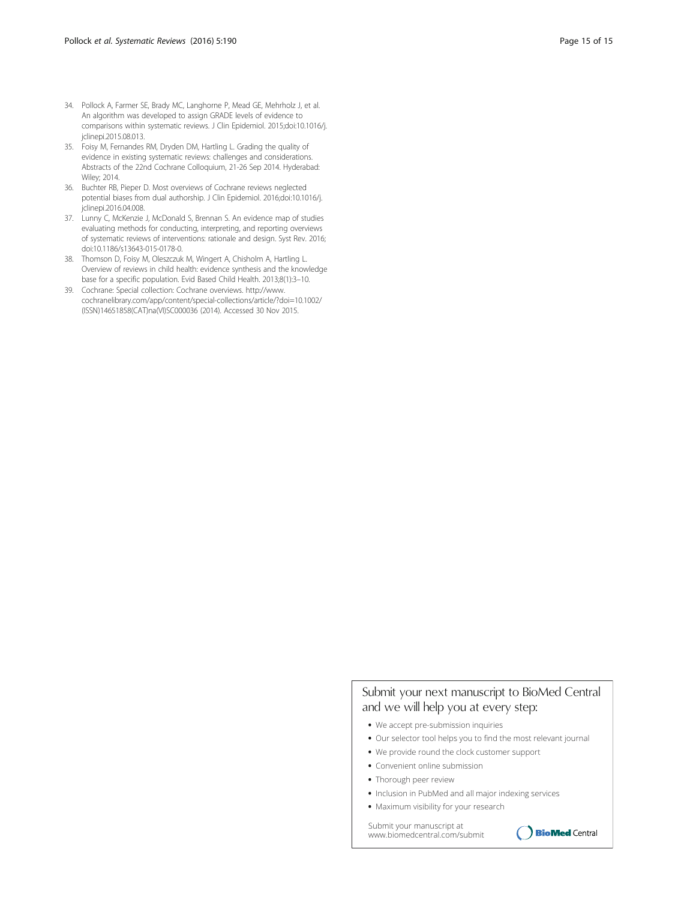34. Pollock A, Farmer SE, Brady MC, Langhorne P, Mead GE, Mehrholz J, et al. An algorithm was developed to assign GRADE levels of evidence to comparisons within systematic reviews. J Clin Epidemiol. 2015;doi:10.1016/j.jclinepi.2015.08.013.
35. Foisy M, Fernandes RM, Dryden DM, Hartling L. Grading the quality of evidence in existing systematic reviews: challenges and considerations. Abstracts of the 22nd Cochrane Colloquium, 21-26 Sep 2014. Hyderabad: Wiley; 2014.
36. Buchter RB, Pieper D. Most overviews of Cochrane reviews neglected potential biases from dual authorship. J Clin Epidemiol. 2016;doi:10.1016/j.jclinepi.2016.04.008.
37. Lunny C, McKenzie J, McDonald S, Brennan S. An evidence map of studies evaluating methods for conducting, interpreting, and reporting overviews of systematic reviews of interventions: rationale and design. Syst Rev. 2016; doi:10.1186/s13643-015-0178-0.
38. Thomson D, Foisy M, Oleszczuk M, Wingert A, Chisholm A, Hartling L. Overview of reviews in child health: evidence synthesis and the knowledge base for a specific population. Evid Based Child Health. 2013;8(1):3–10.
39. Cochrane: Special collection: Cochrane overviews. http://www.cochranelibrary.com/app/content/special-collections/article/?doi=10.1002/(ISSN)14651858(CAT)na(VI)SC000036 (2014). Accessed 30 Nov 2015.

Submit your next manuscript to BioMed Central and we will help you at every step:

- We accept pre-submission inquiries
- Our selector tool helps you to find the most relevant journal
- We provide round the clock customer support
- Convenient online submission
- Thorough peer review
- Inclusion in PubMed and all major indexing services
- Maximum visibility for your research

Submit your manuscript at www.biomedcentral.com/submit

BioMed Central